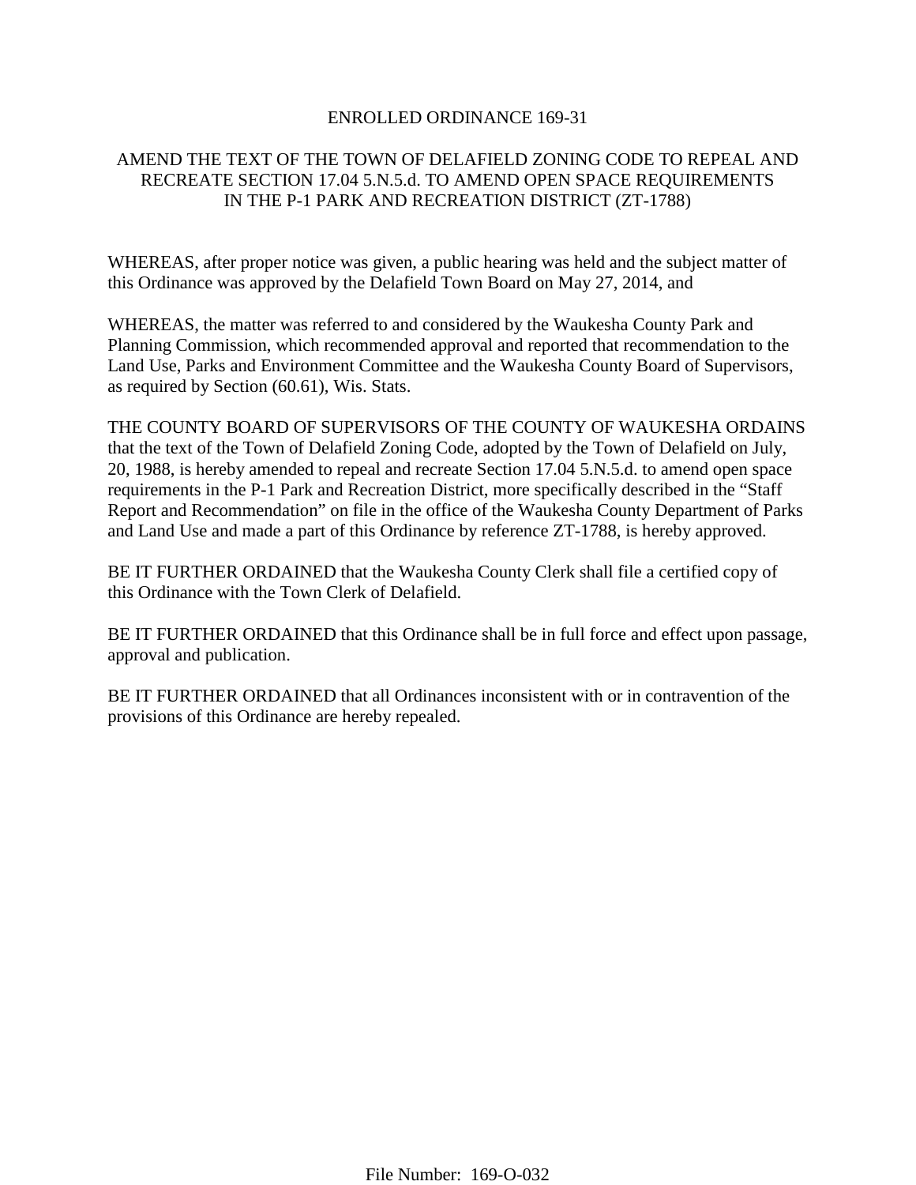# ENROLLED ORDINANCE 169-31

## AMEND THE TEXT OF THE TOWN OF DELAFIELD ZONING CODE TO REPEAL AND RECREATE SECTION 17.04 5.N.5.d. TO AMEND OPEN SPACE REQUIREMENTS IN THE P-1 PARK AND RECREATION DISTRICT (ZT-1788)

WHEREAS, after proper notice was given, a public hearing was held and the subject matter of this Ordinance was approved by the Delafield Town Board on May 27, 2014, and

WHEREAS, the matter was referred to and considered by the Waukesha County Park and Planning Commission, which recommended approval and reported that recommendation to the Land Use, Parks and Environment Committee and the Waukesha County Board of Supervisors, as required by Section (60.61), Wis. Stats.

THE COUNTY BOARD OF SUPERVISORS OF THE COUNTY OF WAUKESHA ORDAINS that the text of the Town of Delafield Zoning Code, adopted by the Town of Delafield on July, 20, 1988, is hereby amended to repeal and recreate Section 17.04 5.N.5.d. to amend open space requirements in the P-1 Park and Recreation District, more specifically described in the "Staff Report and Recommendation" on file in the office of the Waukesha County Department of Parks and Land Use and made a part of this Ordinance by reference ZT-1788, is hereby approved.

BE IT FURTHER ORDAINED that the Waukesha County Clerk shall file a certified copy of this Ordinance with the Town Clerk of Delafield.

BE IT FURTHER ORDAINED that this Ordinance shall be in full force and effect upon passage, approval and publication.

BE IT FURTHER ORDAINED that all Ordinances inconsistent with or in contravention of the provisions of this Ordinance are hereby repealed.

File Number: 169-O-032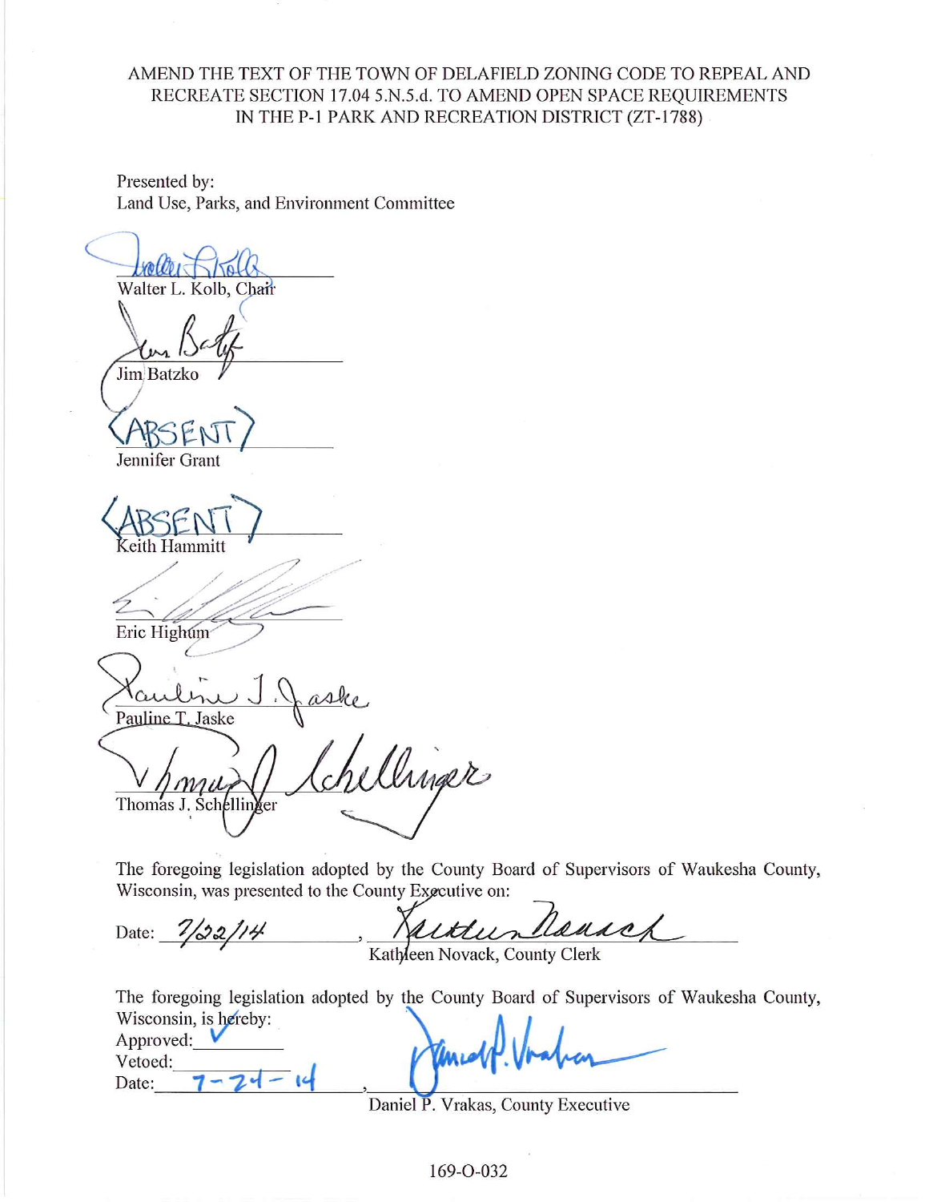AMEND THE TEXT OF THE TOWN OF DELAFIELD ZONING CODE TO REPEAL AND RECREATE SECTION 17.04 5.N.5.d. TO AMEND OPEN SPACE REQUIREMENTS IN THE P-1 PARK AND RECREATION DISTRICT (ZT-1788)

Presented by:
Land Use, Parks, and Environment Committee

Walter L. Kolb, Chair

Jim Batzko

(ABSENT)
Jennifer Grant

(ABSENT)
Keith Hammitt

Eric Highum

Pauline T. Jaske

Thomas J. Schellinger

The foregoing legislation adopted by the County Board of Supervisors of Waukesha County, Wisconsin, was presented to the County Executive on:

Date: 7/22/14, Kathleen Novack, County Clerk

The foregoing legislation adopted by the County Board of Supervisors of Waukesha County, Wisconsin, is hereby:

Approved: ✓
Vetoed:
Date: 7-24-14, Daniel P. Vrakas, County Executive

169-O-032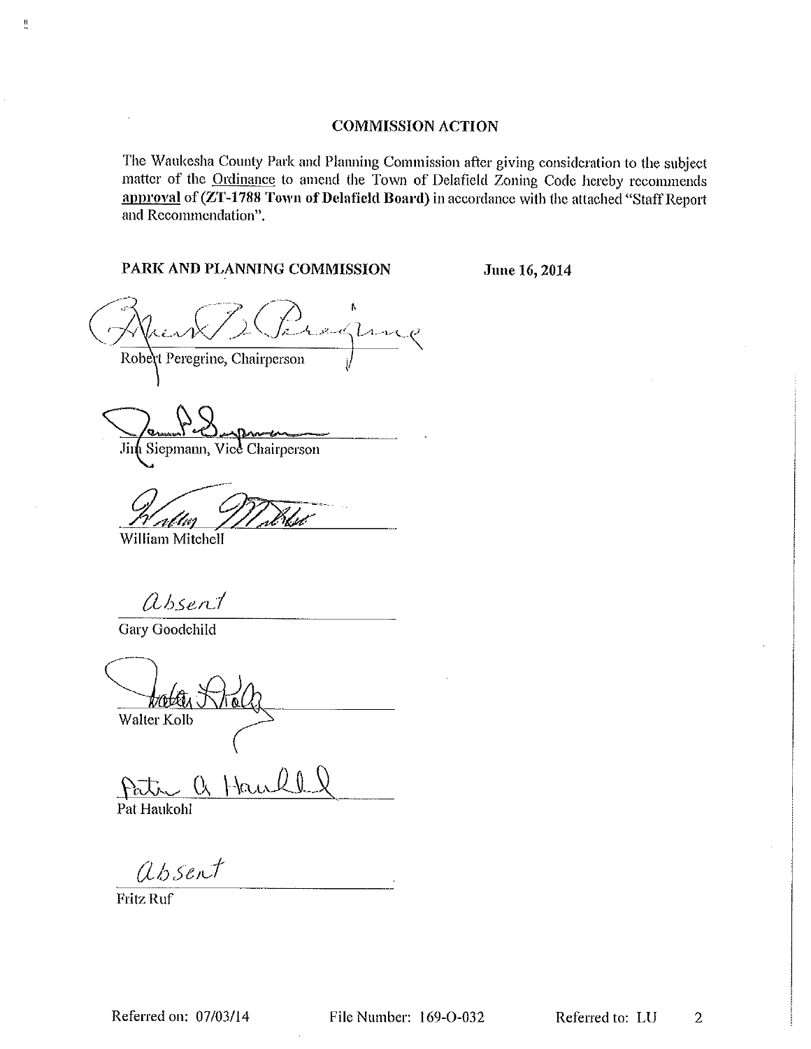## COMMISSION ACTION

The Waukesha County Park and Planning Commission after giving consideration to the subject matter of the Ordinance to amend the Town of Delafield Zoning Code hereby recommends **approval** of **(ZT-1788 Town of Delafield Board)** in accordance with the attached "Staff Report and Recommendation".

**PARK AND PLANNING COMMISSION** **June 16, 2014**

Robert Peregrine, Chairperson

Jim Siepmann, Vice Chairperson

William Mitchell

absent

Gary Goodchild

Walter Kolb

Pat Haukohl

absent

Fritz Ruf

Referred on: 07/03/14 File Number: 169-O-032 Referred to: LU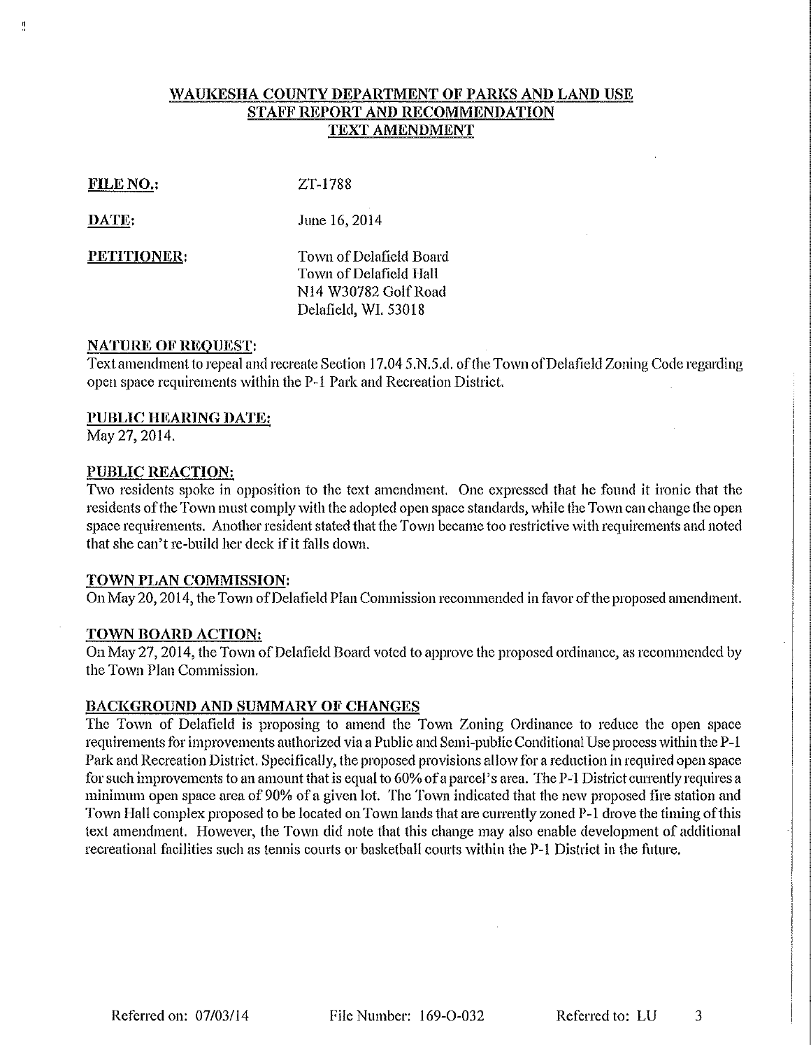# WAUKESHA COUNTY DEPARTMENT OF PARKS AND LAND USE
## STAFF REPORT AND RECOMMENDATION
## TEXT AMENDMENT

**FILE NO.:** ZT-1788

**DATE:** June 16, 2014

**PETITIONER:** Town of Delafield Board
Town of Delafield Hall
N14 W30782 Golf Road
Delafield, WI. 53018

**NATURE OF REQUEST:**

Text amendment to repeal and recreate Section 17.04 5.N.5.d. of the Town of Delafield Zoning Code regarding open space requirements within the P-1 Park and Recreation District.

**PUBLIC HEARING DATE:**

May 27, 2014.

**PUBLIC REACTION:**

Two residents spoke in opposition to the text amendment. One expressed that he found it ironic that the residents of the Town must comply with the adopted open space standards, while the Town can change the open space requirements. Another resident stated that the Town became too restrictive with requirements and noted that she can't re-build her deck if it falls down.

**TOWN PLAN COMMISSION:**

On May 20, 2014, the Town of Delafield Plan Commission recommended in favor of the proposed amendment.

**TOWN BOARD ACTION:**

On May 27, 2014, the Town of Delafield Board voted to approve the proposed ordinance, as recommended by the Town Plan Commission.

**BACKGROUND AND SUMMARY OF CHANGES**

The Town of Delafield is proposing to amend the Town Zoning Ordinance to reduce the open space requirements for improvements authorized via a Public and Semi-public Conditional Use process within the P-1 Park and Recreation District. Specifically, the proposed provisions allow for a reduction in required open space for such improvements to an amount that is equal to 60% of a parcel's area. The P-1 District currently requires a minimum open space area of 90% of a given lot. The Town indicated that the new proposed fire station and Town Hall complex proposed to be located on Town lands that are currently zoned P-1 drove the timing of this text amendment. However, the Town did note that this change may also enable development of additional recreational facilities such as tennis courts or basketball courts within the P-1 District in the future.

Referred on: 07/03/14 File Number: 169-O-032 Referred to: LU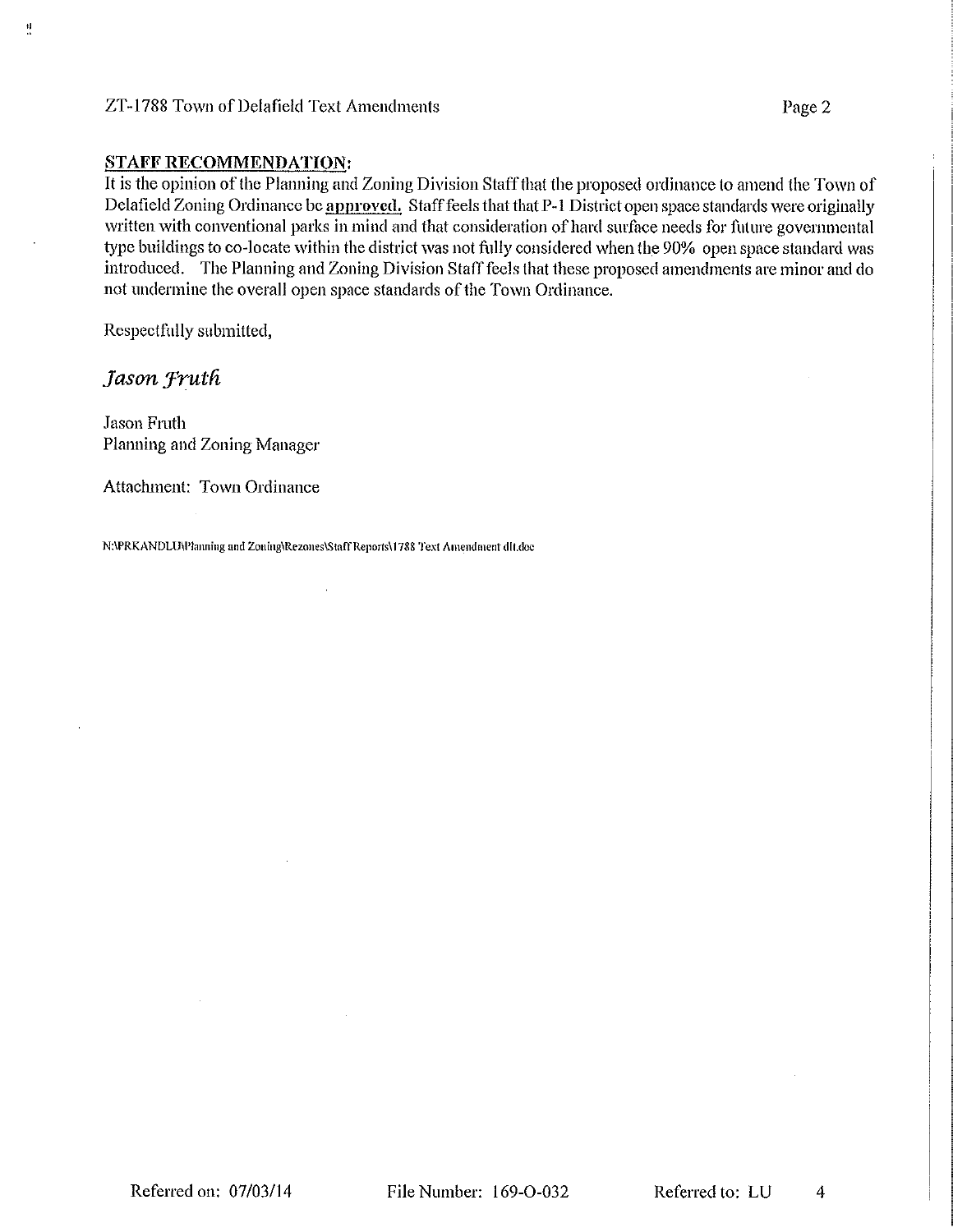**STAFF RECOMMENDATION:**

It is the opinion of the Planning and Zoning Division Staff that the proposed ordinance to amend the Town of Delafield Zoning Ordinance be **approved.** Staff feels that that P-1 District open space standards were originally written with conventional parks in mind and that consideration of hard surface needs for future governmental type buildings to co-locate within the district was not fully considered when the 90% open space standard was introduced. The Planning and Zoning Division Staff feels that these proposed amendments are minor and do not undermine the overall open space standards of the Town Ordinance.

Respectfully submitted,

*Jason Fruth*

Jason Fruth
Planning and Zoning Manager

Attachment: Town Ordinance

N:\PRKANDLU\Planning and Zoning\Rezones\Staff Reports\1788 Text Amendment dlt.doc

Referred on: 07/03/14 File Number: 169-O-032 Referred to: LU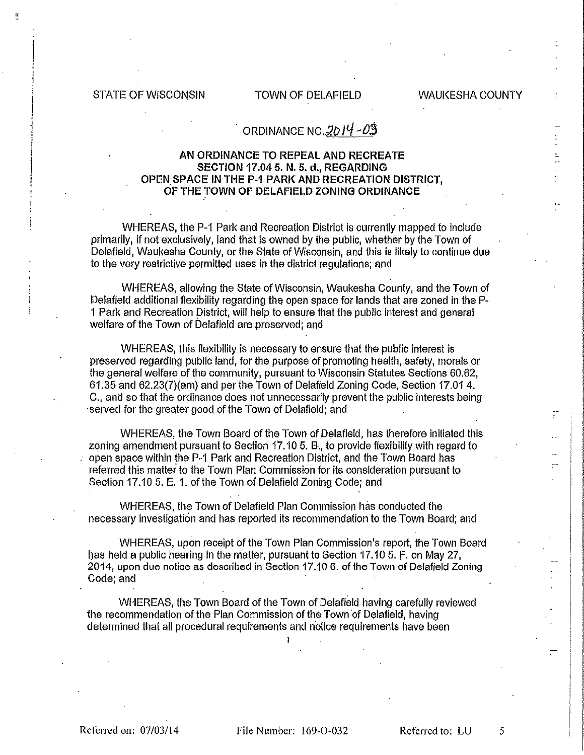STATE OF WISCONSIN TOWN OF DELAFIELD WAUKESHA COUNTY

ORDINANCE NO. 2014-03

**AN ORDINANCE TO REPEAL AND RECREATE SECTION 17.04 5. N. 5. d., REGARDING OPEN SPACE IN THE P-1 PARK AND RECREATION DISTRICT, OF THE TOWN OF DELAFIELD ZONING ORDINANCE**

WHEREAS, the P-1 Park and Recreation District is currently mapped to include primarily, if not exclusively, land that is owned by the public, whether by the Town of Delafield, Waukesha County, or the State of Wisconsin, and this is likely to continue due to the very restrictive permitted uses in the district regulations; and

WHEREAS, allowing the State of Wisconsin, Waukesha County, and the Town of Delafield additional flexibility regarding the open space for lands that are zoned in the P-1 Park and Recreation District, will help to ensure that the public interest and general welfare of the Town of Delafield are preserved; and

WHEREAS, this flexibility is necessary to ensure that the public interest is preserved regarding public land, for the purpose of promoting health, safety, morals or the general welfare of the community, pursuant to Wisconsin Statutes Sections 60.62, 61.35 and 62.23(7)(am) and per the Town of Delafield Zoning Code, Section 17.01 4. C., and so that the ordinance does not unnecessarily prevent the public interests being served for the greater good of the Town of Delafield; and

WHEREAS, the Town Board of the Town of Delafield, has therefore initiated this zoning amendment pursuant to Section 17.10 5. B., to provide flexibility with regard to open space within the P-1 Park and Recreation District, and the Town Board has referred this matter to the Town Plan Commission for its consideration pursuant to Section 17.10 5. E. 1. of the Town of Delafield Zoning Code; and

WHEREAS, the Town of Delafield Plan Commission has conducted the necessary investigation and has reported its recommendation to the Town Board; and

WHEREAS, upon receipt of the Town Plan Commission's report, the Town Board has held a public hearing in the matter, pursuant to Section 17.10 5. F. on May 27, 2014, upon due notice as described in Section 17.10 6. of the Town of Delafield Zoning Code; and

WHEREAS, the Town Board of the Town of Delafield having carefully reviewed the recommendation of the Plan Commission of the Town of Delafield, having determined that all procedural requirements and notice requirements have been

Referred on: 07/03/14 File Number: 169-O-032 Referred to: LU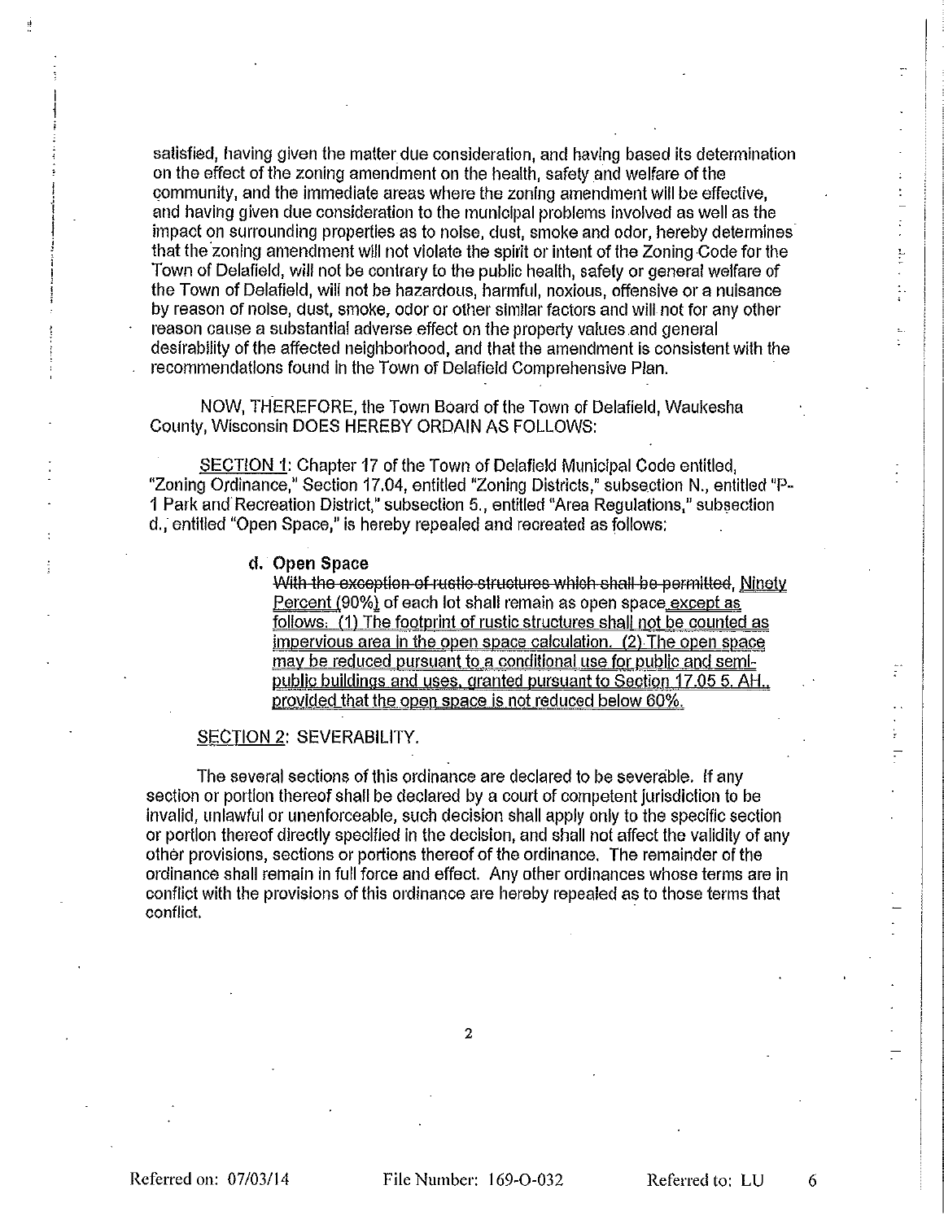satisfied, having given the matter due consideration, and having based its determination on the effect of the zoning amendment on the health, safety and welfare of the community, and the immediate areas where the zoning amendment will be effective, and having given due consideration to the municipal problems involved as well as the impact on surrounding properties as to noise, dust, smoke and odor, hereby determines that the zoning amendment will not violate the spirit or intent of the Zoning Code for the Town of Delafield, will not be contrary to the public health, safety or general welfare of the Town of Delafield, will not be hazardous, harmful, noxious, offensive or a nuisance by reason of noise, dust, smoke, odor or other similar factors and will not for any other reason cause a substantial adverse effect on the property values and general desirability of the affected neighborhood, and that the amendment is consistent with the recommendations found in the Town of Delafield Comprehensive Plan.

NOW, THEREFORE, the Town Board of the Town of Delafield, Waukesha County, Wisconsin DOES HEREBY ORDAIN AS FOLLOWS:

SECTION 1: Chapter 17 of the Town of Delafield Municipal Code entitled, "Zoning Ordinance," Section 17.04, entitled "Zoning Districts," subsection N., entitled "P-1 Park and Recreation District," subsection 5., entitled "Area Regulations," subsection d., entitled "Open Space," is hereby repealed and recreated as follows:

**d. Open Space**

~~With the exception of rustic structures which shall be permitted,~~ Ninety Percent (90%) of each lot shall remain as open space except as follows: (1) The footprint of rustic structures shall not be counted as impervious area in the open space calculation. (2) The open space may be reduced pursuant to a conditional use for public and semi-public buildings and uses, granted pursuant to Section 17.05 5. AH., provided that the open space is not reduced below 60%.

SECTION 2: SEVERABILITY.

The several sections of this ordinance are declared to be severable. If any section or portion thereof shall be declared by a court of competent jurisdiction to be invalid, unlawful or unenforceable, such decision shall apply only to the specific section or portion thereof directly specified in the decision, and shall not affect the validity of any other provisions, sections or portions thereof of the ordinance. The remainder of the ordinance shall remain in full force and effect. Any other ordinances whose terms are in conflict with the provisions of this ordinance are hereby repealed as to those terms that conflict.

Referred on: 07/03/14 File Number: 169-O-032 Referred to: LU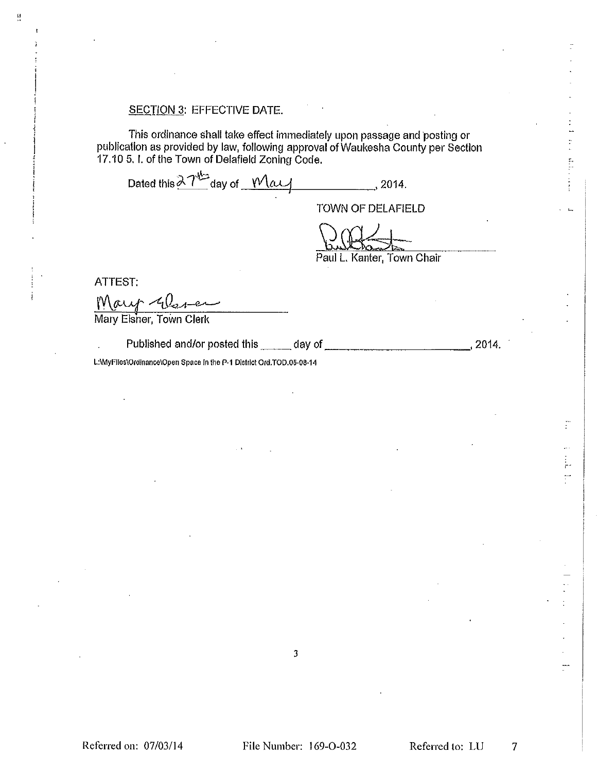SECTION 3: EFFECTIVE DATE.

This ordinance shall take effect immediately upon passage and posting or publication as provided by law, following approval of Waukesha County per Section 17.10 5. I. of the Town of Delafield Zoning Code.

Dated this 27th day of May, 2014.

TOWN OF DELAFIELD

Paul L. Kanter, Town Chair

ATTEST:

Mary Elsner, Town Clerk

Published and/or posted this _____ day of _______________________, 2014.

L:\MyFiles\Ordinance\Open Space in the P-1 District Ord.TOD.05-08-14

Referred on: 07/03/14 File Number: 169-O-032 Referred to: LU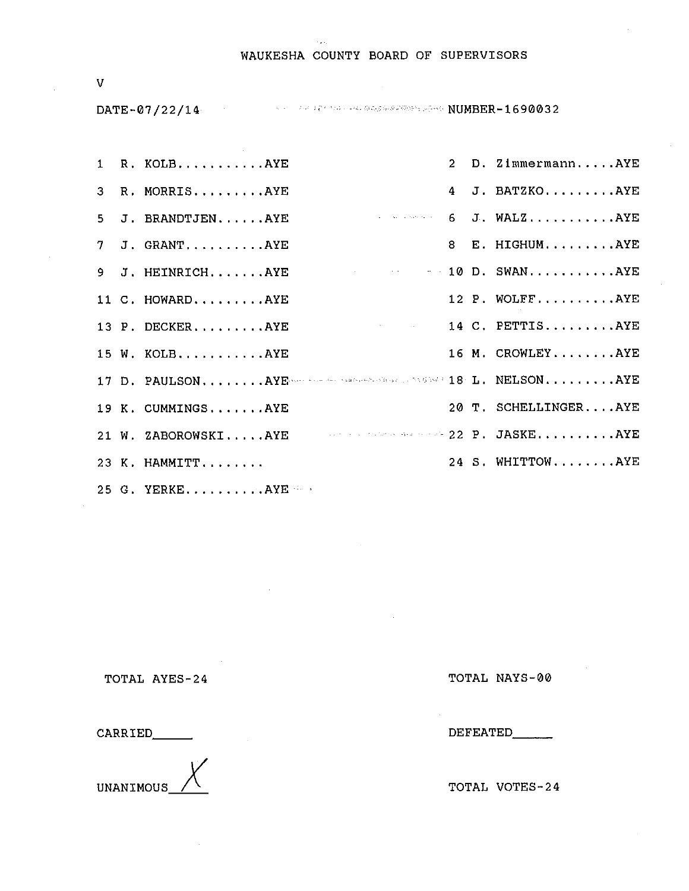# WAUKESHA COUNTY BOARD OF SUPERVISORS

V

DATE-07/22/14 NUMBER-1690032

| | | | |
|---|---|---|---|
| 1 | R. KOLB...........AYE | 2 | D. Zimmermann.....AYE |
| 3 | R. MORRIS.........AYE | 4 | J. BATZKO.........AYE |
| 5 | J. BRANDTJEN......AYE | 6 | J. WALZ...........AYE |
| 7 | J. GRANT..........AYE | 8 | E. HIGHUM.........AYE |
| 9 | J. HEINRICH.......AYE | 10 | D. SWAN...........AYE |
| 11 | C. HOWARD.........AYE | 12 | P. WOLFF..........AYE |
| 13 | P. DECKER.........AYE | 14 | C. PETTIS.........AYE |
| 15 | W. KOLB...........AYE | 16 | M. CROWLEY........AYE |
| 17 | D. PAULSON........AYE | 18 | L. NELSON.........AYE |
| 19 | K. CUMMINGS.......AYE | 20 | T. SCHELLINGER....AYE |
| 21 | W. ZABOROWSKI.....AYE | 22 | P. JASKE..........AYE |
| 23 | K. HAMMITT........ | 24 | S. WHITTOW........AYE |
| 25 | G. YERKE..........AYE | | |

TOTAL AYES-24 TOTAL NAYS-00

CARRIED_____ DEFEATED_____

UNANIMOUS X TOTAL VOTES-24